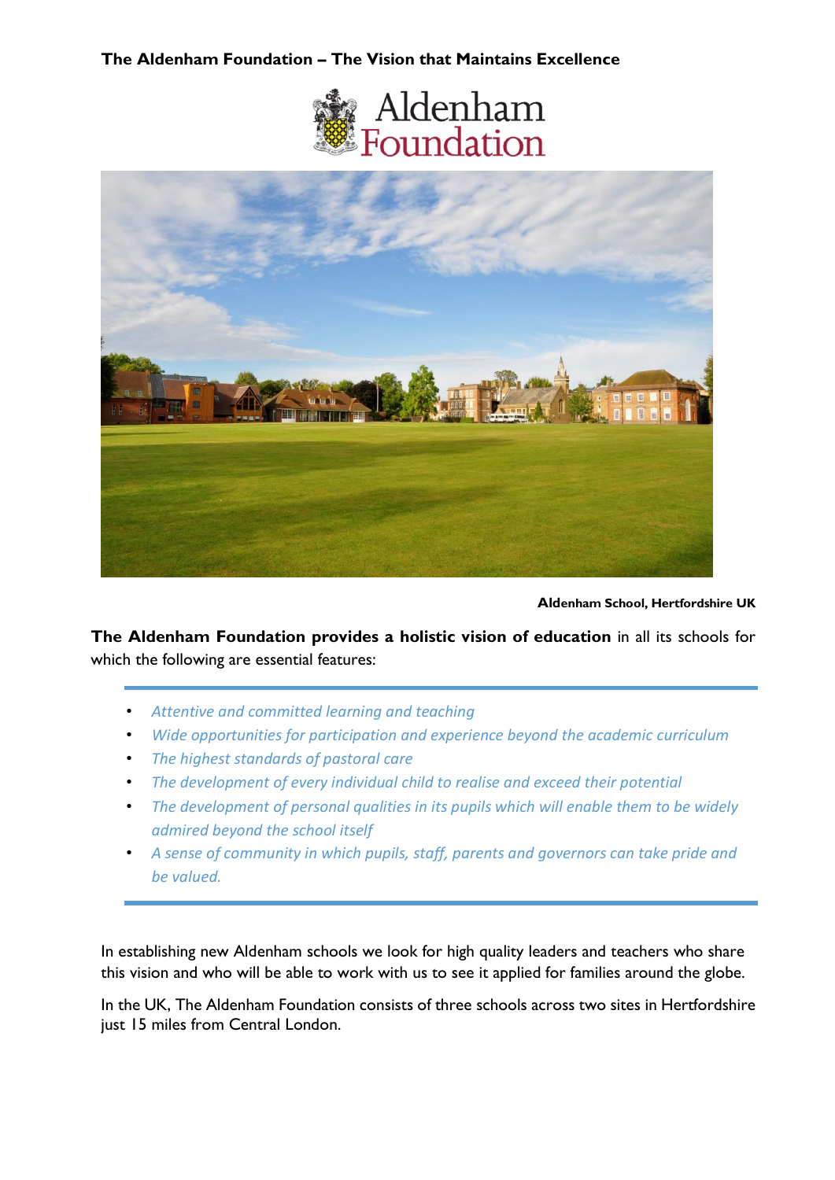# The Aldenham Foundation – The Vision that Maintains Excellence

Aldenham Foundation

Aldenham School, Hertfordshire UK

**The Aldenham Foundation provides a holistic vision of education** in all its schools for which the following are essential features:

- *Attentive and committed learning and teaching*
- *Wide opportunities for participation and experience beyond the academic curriculum*
- *The highest standards of pastoral care*
- *The development of every individual child to realise and exceed their potential*
- *The development of personal qualities in its pupils which will enable them to be widely admired beyond the school itself*
- *A sense of community in which pupils, staff, parents and governors can take pride and be valued.*

In establishing new Aldenham schools we look for high quality leaders and teachers who share this vision and who will be able to work with us to see it applied for families around the globe.

In the UK, The Aldenham Foundation consists of three schools across two sites in Hertfordshire just 15 miles from Central London.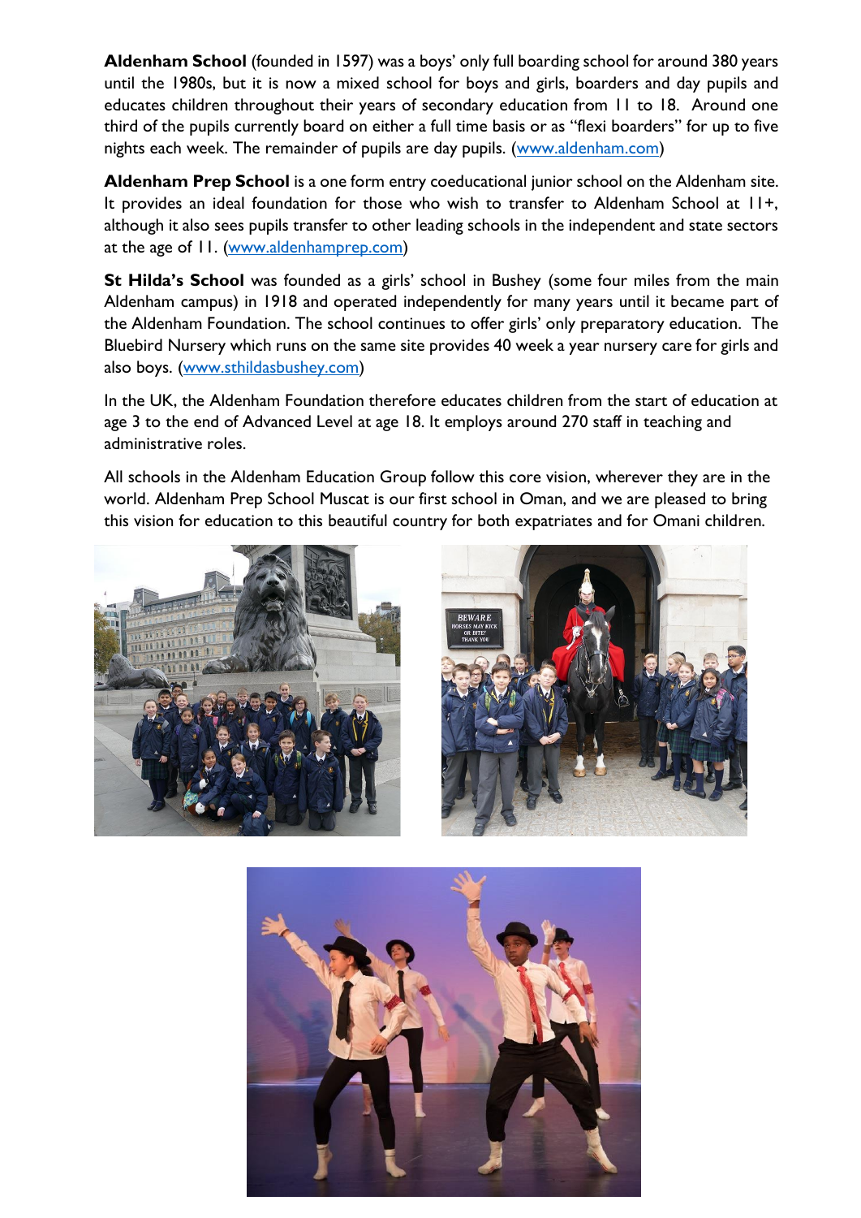**Aldenham School** (founded in 1597) was a boys' only full boarding school for around 380 years until the 1980s, but it is now a mixed school for boys and girls, boarders and day pupils and educates children throughout their years of secondary education from 11 to 18. Around one third of the pupils currently board on either a full time basis or as "flexi boarders" for up to five nights each week. The remainder of pupils are day pupils. (www.aldenham.com)

**Aldenham Prep School** is a one form entry coeducational junior school on the Aldenham site. It provides an ideal foundation for those who wish to transfer to Aldenham School at 11+, although it also sees pupils transfer to other leading schools in the independent and state sectors at the age of 11. (www.aldenhamprep.com)

**St Hilda's School** was founded as a girls' school in Bushey (some four miles from the main Aldenham campus) in 1918 and operated independently for many years until it became part of the Aldenham Foundation. The school continues to offer girls' only preparatory education. The Bluebird Nursery which runs on the same site provides 40 week a year nursery care for girls and also boys. (www.sthildasbushey.com)

In the UK, the Aldenham Foundation therefore educates children from the start of education at age 3 to the end of Advanced Level at age 18. It employs around 270 staff in teaching and administrative roles.

All schools in the Aldenham Education Group follow this core vision, wherever they are in the world. Aldenham Prep School Muscat is our first school in Oman, and we are pleased to bring this vision for education to this beautiful country for both expatriates and for Omani children.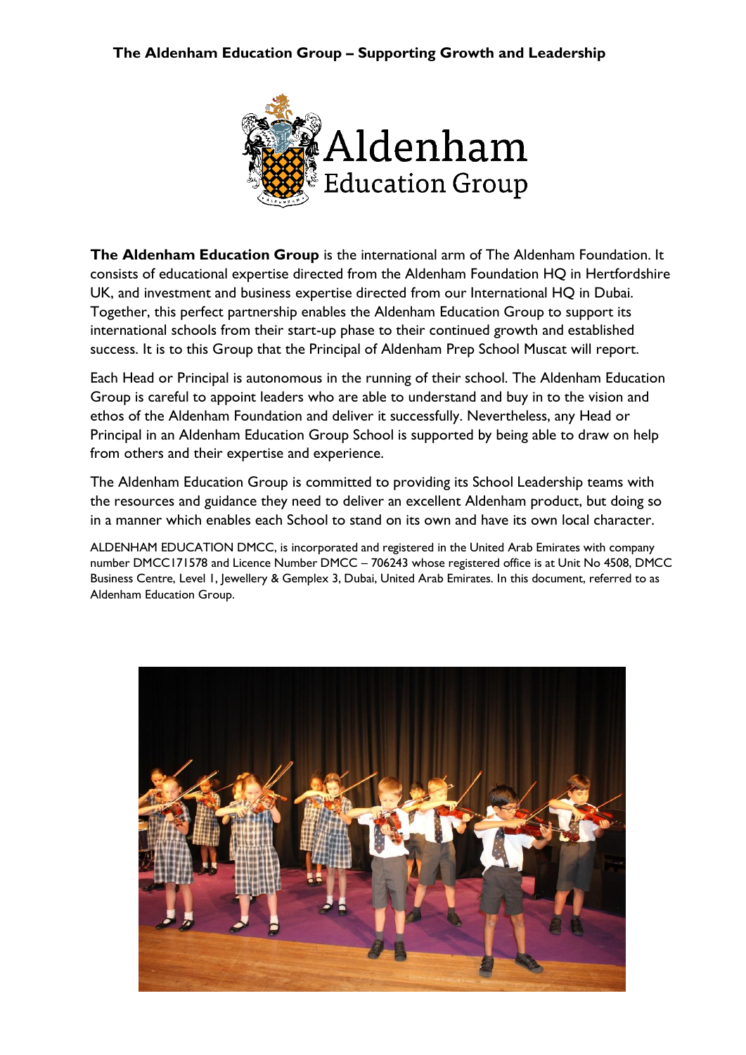## The Aldenham Education Group – Supporting Growth and Leadership

**The Aldenham Education Group** is the international arm of The Aldenham Foundation. It consists of educational expertise directed from the Aldenham Foundation HQ in Hertfordshire UK, and investment and business expertise directed from our International HQ in Dubai. Together, this perfect partnership enables the Aldenham Education Group to support its international schools from their start-up phase to their continued growth and established success. It is to this Group that the Principal of Aldenham Prep School Muscat will report.

Each Head or Principal is autonomous in the running of their school. The Aldenham Education Group is careful to appoint leaders who are able to understand and buy in to the vision and ethos of the Aldenham Foundation and deliver it successfully. Nevertheless, any Head or Principal in an Aldenham Education Group School is supported by being able to draw on help from others and their expertise and experience.

The Aldenham Education Group is committed to providing its School Leadership teams with the resources and guidance they need to deliver an excellent Aldenham product, but doing so in a manner which enables each School to stand on its own and have its own local character.

ALDENHAM EDUCATION DMCC, is incorporated and registered in the United Arab Emirates with company number DMCC171578 and Licence Number DMCC – 706243 whose registered office is at Unit No 4508, DMCC Business Centre, Level 1, Jewellery & Gemplex 3, Dubai, United Arab Emirates. In this document, referred to as Aldenham Education Group.